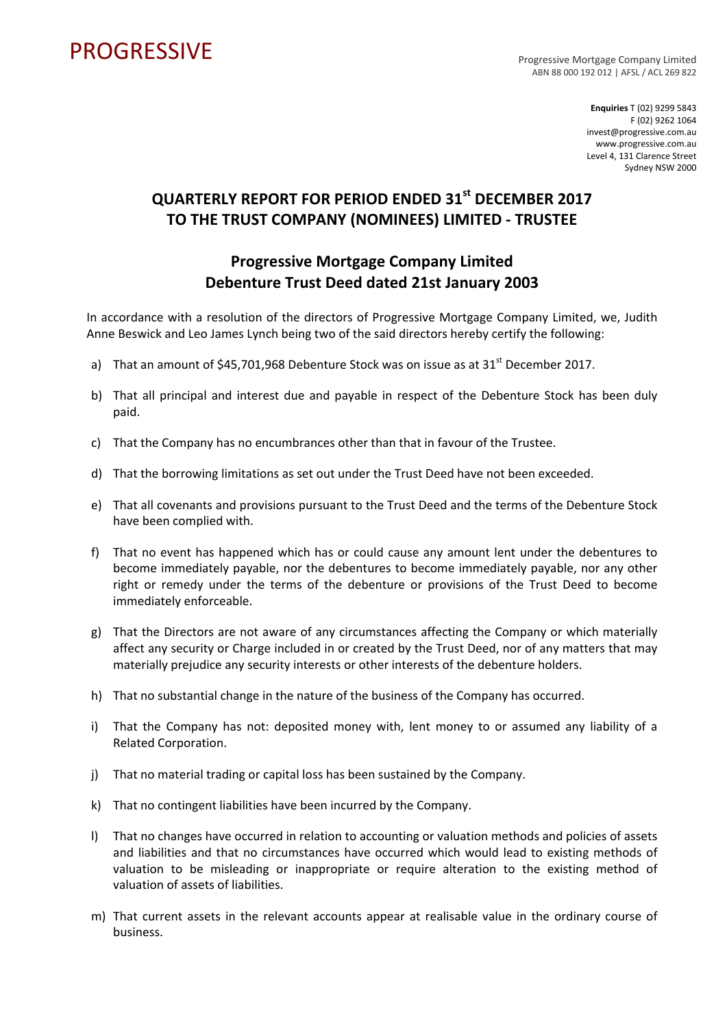PROGRESSIVE

Progressive Mortgage Company Limited
ABN 88 000 192 012 | AFSL / ACL 269 822

**Enquiries** T (02) 9299 5843
F (02) 9262 1064
invest@progressive.com.au
www.progressive.com.au
Level 4, 131 Clarence Street
Sydney NSW 2000

# QUARTERLY REPORT FOR PERIOD ENDED 31st DECEMBER 2017 TO THE TRUST COMPANY (NOMINEES) LIMITED - TRUSTEE

## Progressive Mortgage Company Limited Debenture Trust Deed dated 21st January 2003

In accordance with a resolution of the directors of Progressive Mortgage Company Limited, we, Judith Anne Beswick and Leo James Lynch being two of the said directors hereby certify the following:

a) That an amount of $45,701,968 Debenture Stock was on issue as at 31st December 2017.

b) That all principal and interest due and payable in respect of the Debenture Stock has been duly paid.

c) That the Company has no encumbrances other than that in favour of the Trustee.

d) That the borrowing limitations as set out under the Trust Deed have not been exceeded.

e) That all covenants and provisions pursuant to the Trust Deed and the terms of the Debenture Stock have been complied with.

f) That no event has happened which has or could cause any amount lent under the debentures to become immediately payable, nor the debentures to become immediately payable, nor any other right or remedy under the terms of the debenture or provisions of the Trust Deed to become immediately enforceable.

g) That the Directors are not aware of any circumstances affecting the Company or which materially affect any security or Charge included in or created by the Trust Deed, nor of any matters that may materially prejudice any security interests or other interests of the debenture holders.

h) That no substantial change in the nature of the business of the Company has occurred.

i) That the Company has not: deposited money with, lent money to or assumed any liability of a Related Corporation.

j) That no material trading or capital loss has been sustained by the Company.

k) That no contingent liabilities have been incurred by the Company.

l) That no changes have occurred in relation to accounting or valuation methods and policies of assets and liabilities and that no circumstances have occurred which would lead to existing methods of valuation to be misleading or inappropriate or require alteration to the existing method of valuation of assets of liabilities.

m) That current assets in the relevant accounts appear at realisable value in the ordinary course of business.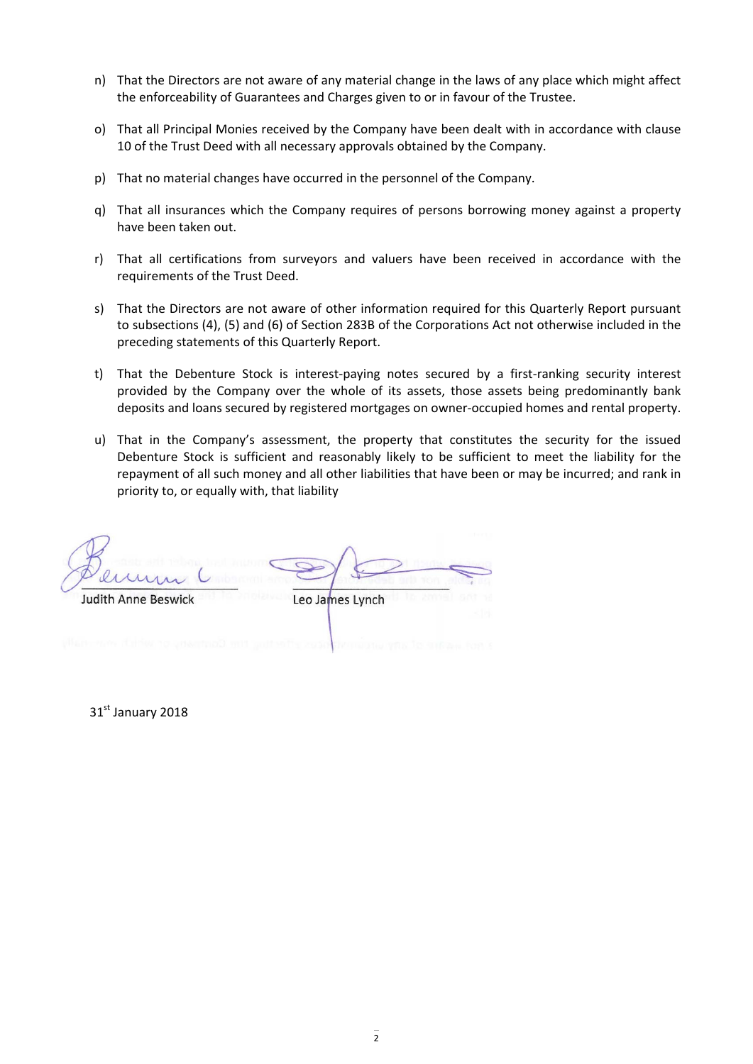n) That the Directors are not aware of any material change in the laws of any place which might affect the enforceability of Guarantees and Charges given to or in favour of the Trustee.

o) That all Principal Monies received by the Company have been dealt with in accordance with clause 10 of the Trust Deed with all necessary approvals obtained by the Company.

p) That no material changes have occurred in the personnel of the Company.

q) That all insurances which the Company requires of persons borrowing money against a property have been taken out.

r) That all certifications from surveyors and valuers have been received in accordance with the requirements of the Trust Deed.

s) That the Directors are not aware of other information required for this Quarterly Report pursuant to subsections (4), (5) and (6) of Section 283B of the Corporations Act not otherwise included in the preceding statements of this Quarterly Report.

t) That the Debenture Stock is interest-paying notes secured by a first-ranking security interest provided by the Company over the whole of its assets, those assets being predominantly bank deposits and loans secured by registered mortgages on owner-occupied homes and rental property.

u) That in the Company's assessment, the property that constitutes the security for the issued Debenture Stock is sufficient and reasonably likely to be sufficient to meet the liability for the repayment of all such money and all other liabilities that have been or may be incurred; and rank in priority to, or equally with, that liability

Judith Anne Beswick

Leo James Lynch

31st January 2018